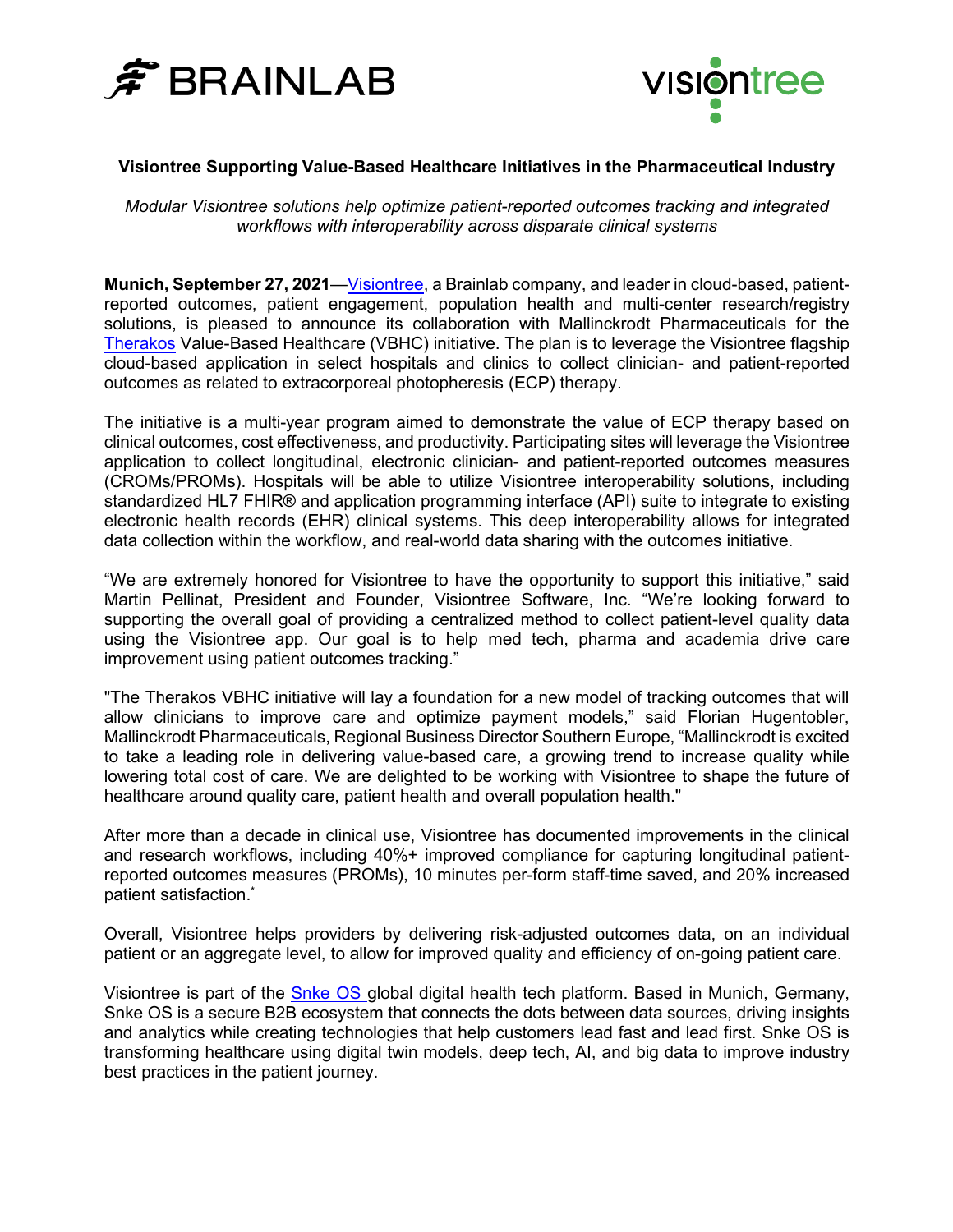BRAINLAB

visiontree

**Visiontree Supporting Value-Based Healthcare Initiatives in the Pharmaceutical Industry**

*Modular Visiontree solutions help optimize patient-reported outcomes tracking and integrated workflows with interoperability across disparate clinical systems*

**Munich, September 27, 2021**—Visiontree, a Brainlab company, and leader in cloud-based, patient-reported outcomes, patient engagement, population health and multi-center research/registry solutions, is pleased to announce its collaboration with Mallinckrodt Pharmaceuticals for the Therakos Value-Based Healthcare (VBHC) initiative. The plan is to leverage the Visiontree flagship cloud-based application in select hospitals and clinics to collect clinician- and patient-reported outcomes as related to extracorporeal photopheresis (ECP) therapy.

The initiative is a multi-year program aimed to demonstrate the value of ECP therapy based on clinical outcomes, cost effectiveness, and productivity. Participating sites will leverage the Visiontree application to collect longitudinal, electronic clinician- and patient-reported outcomes measures (CROMs/PROMs). Hospitals will be able to utilize Visiontree interoperability solutions, including standardized HL7 FHIR® and application programming interface (API) suite to integrate to existing electronic health records (EHR) clinical systems. This deep interoperability allows for integrated data collection within the workflow, and real-world data sharing with the outcomes initiative.

"We are extremely honored for Visiontree to have the opportunity to support this initiative," said Martin Pellinat, President and Founder, Visiontree Software, Inc. "We're looking forward to supporting the overall goal of providing a centralized method to collect patient-level quality data using the Visiontree app. Our goal is to help med tech, pharma and academia drive care improvement using patient outcomes tracking."

"The Therakos VBHC initiative will lay a foundation for a new model of tracking outcomes that will allow clinicians to improve care and optimize payment models," said Florian Hugentobler, Mallinckrodt Pharmaceuticals, Regional Business Director Southern Europe, "Mallinckrodt is excited to take a leading role in delivering value-based care, a growing trend to increase quality while lowering total cost of care. We are delighted to be working with Visiontree to shape the future of healthcare around quality care, patient health and overall population health."

After more than a decade in clinical use, Visiontree has documented improvements in the clinical and research workflows, including 40%+ improved compliance for capturing longitudinal patient-reported outcomes measures (PROMs), 10 minutes per-form staff-time saved, and 20% increased patient satisfaction.*

Overall, Visiontree helps providers by delivering risk-adjusted outcomes data, on an individual patient or an aggregate level, to allow for improved quality and efficiency of on-going patient care.

Visiontree is part of the Snke OS global digital health tech platform. Based in Munich, Germany, Snke OS is a secure B2B ecosystem that connects the dots between data sources, driving insights and analytics while creating technologies that help customers lead fast and lead first. Snke OS is transforming healthcare using digital twin models, deep tech, AI, and big data to improve industry best practices in the patient journey.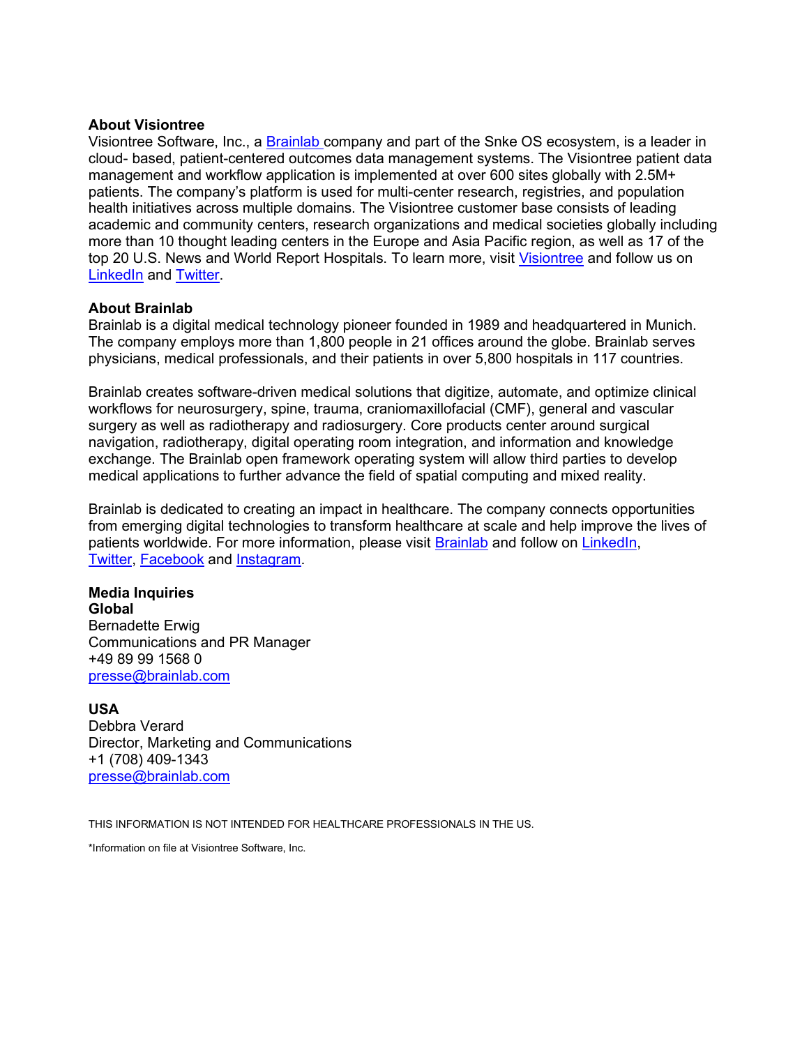**About Visiontree**

Visiontree Software, Inc., a Brainlab company and part of the Snke OS ecosystem, is a leader in cloud- based, patient-centered outcomes data management systems. The Visiontree patient data management and workflow application is implemented at over 600 sites globally with 2.5M+ patients. The company's platform is used for multi-center research, registries, and population health initiatives across multiple domains. The Visiontree customer base consists of leading academic and community centers, research organizations and medical societies globally including more than 10 thought leading centers in the Europe and Asia Pacific region, as well as 17 of the top 20 U.S. News and World Report Hospitals. To learn more, visit Visiontree and follow us on LinkedIn and Twitter.

**About Brainlab**

Brainlab is a digital medical technology pioneer founded in 1989 and headquartered in Munich. The company employs more than 1,800 people in 21 offices around the globe. Brainlab serves physicians, medical professionals, and their patients in over 5,800 hospitals in 117 countries.

Brainlab creates software-driven medical solutions that digitize, automate, and optimize clinical workflows for neurosurgery, spine, trauma, craniomaxillofacial (CMF), general and vascular surgery as well as radiotherapy and radiosurgery. Core products center around surgical navigation, radiotherapy, digital operating room integration, and information and knowledge exchange. The Brainlab open framework operating system will allow third parties to develop medical applications to further advance the field of spatial computing and mixed reality.

Brainlab is dedicated to creating an impact in healthcare. The company connects opportunities from emerging digital technologies to transform healthcare at scale and help improve the lives of patients worldwide. For more information, please visit Brainlab and follow on LinkedIn, Twitter, Facebook and Instagram.

**Media Inquiries**
**Global**
Bernadette Erwig
Communications and PR Manager
+49 89 99 1568 0
presse@brainlab.com

**USA**
Debbra Verard
Director, Marketing and Communications
+1 (708) 409-1343
presse@brainlab.com

THIS INFORMATION IS NOT INTENDED FOR HEALTHCARE PROFESSIONALS IN THE US.

*Information on file at Visiontree Software, Inc.